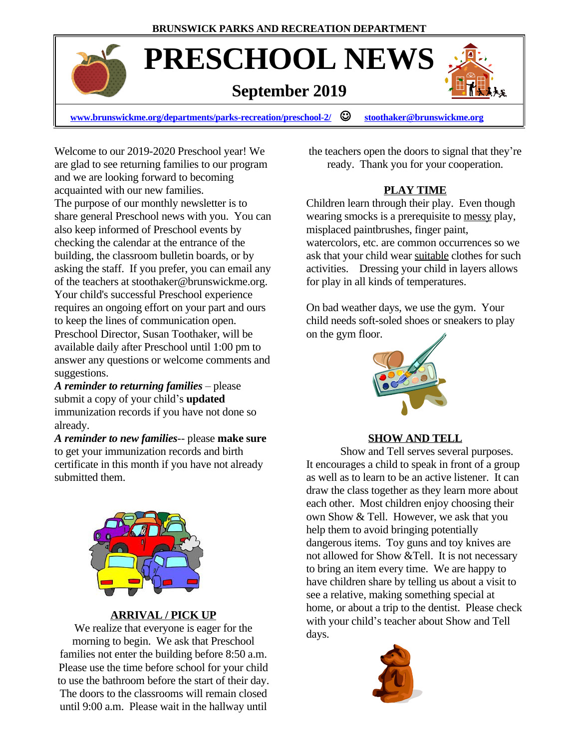BRUNSWICK PARKS AND RECREATION DEPARTMENT

# PRESCHOOL NEWS

## September 2019

www.brunswickme.org/departments/parks-recreation/preschool-2/ ☺ stoothaker@brunswickme.org

Welcome to our 2019-2020 Preschool year! We are glad to see returning families to our program and we are looking forward to becoming acquainted with our new families.
The purpose of our monthly newsletter is to share general Preschool news with you. You can also keep informed of Preschool events by checking the calendar at the entrance of the building, the classroom bulletin boards, or by asking the staff. If you prefer, you can email any of the teachers at stoothaker@brunswickme.org. Your child's successful Preschool experience requires an ongoing effort on your part and ours to keep the lines of communication open. Preschool Director, Susan Toothaker, will be available daily after Preschool until 1:00 pm to answer any questions or welcome comments and suggestions.

***A reminder to returning families*** – please submit a copy of your child's **updated** immunization records if you have not done so already.

***A reminder to new families***-- please **make sure** to get your immunization records and birth certificate in this month if you have not already submitted them.

### ARRIVAL / PICK UP

We realize that everyone is eager for the morning to begin. We ask that Preschool families not enter the building before 8:50 a.m. Please use the time before school for your child to use the bathroom before the start of their day. The doors to the classrooms will remain closed until 9:00 a.m. Please wait in the hallway until the teachers open the doors to signal that they're ready. Thank you for your cooperation.

### PLAY TIME

Children learn through their play. Even though wearing smocks is a prerequisite to messy play, misplaced paintbrushes, finger paint, watercolors, etc. are common occurrences so we ask that your child wear suitable clothes for such activities. Dressing your child in layers allows for play in all kinds of temperatures.

On bad weather days, we use the gym. Your child needs soft-soled shoes or sneakers to play on the gym floor.

### SHOW AND TELL

Show and Tell serves several purposes. It encourages a child to speak in front of a group as well as to learn to be an active listener. It can draw the class together as they learn more about each other. Most children enjoy choosing their own Show & Tell. However, we ask that you help them to avoid bringing potentially dangerous items. Toy guns and toy knives are not allowed for Show &Tell. It is not necessary to bring an item every time. We are happy to have children share by telling us about a visit to see a relative, making something special at home, or about a trip to the dentist. Please check with your child's teacher about Show and Tell days.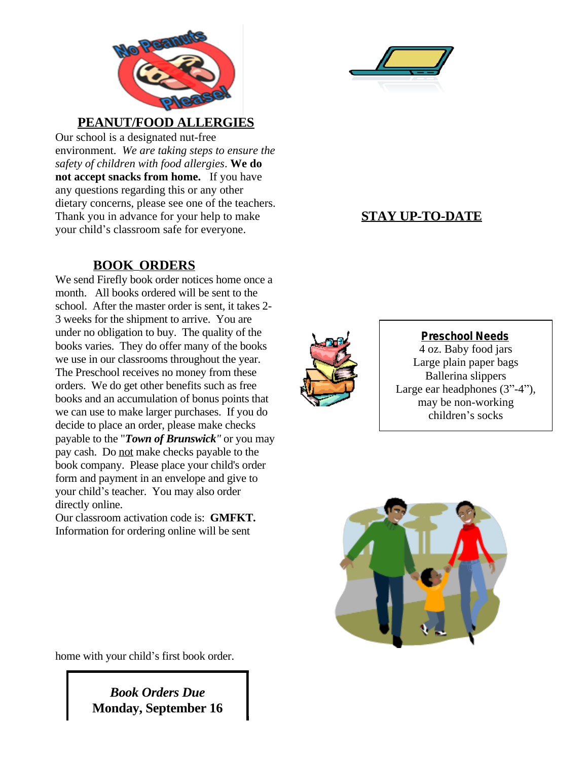## PEANUT/FOOD ALLERGIES

Our school is a designated nut-free environment. *We are taking steps to ensure the safety of children with food allergies*. **We do not accept snacks from home.** If you have any questions regarding this or any other dietary concerns, please see one of the teachers. Thank you in advance for your help to make your child's classroom safe for everyone.

## BOOK ORDERS

We send Firefly book order notices home once a month. All books ordered will be sent to the school. After the master order is sent, it takes 2-3 weeks for the shipment to arrive. You are under no obligation to buy. The quality of the books varies. They do offer many of the books we use in our classrooms throughout the year. The Preschool receives no money from these orders. We do get other benefits such as free books and an accumulation of bonus points that we can use to make larger purchases. If you do decide to place an order, please make checks payable to the "***Town of Brunswick***" or you may pay cash. Do <u>not</u> make checks payable to the book company. Please place your child's order form and payment in an envelope and give to your child's teacher. You may also order directly online.
Our classroom activation code is: **GMFKT.**
Information for ordering online will be sent home with your child's first book order.

***Book Orders Due***
**Monday, September 16**

## STAY UP-TO-DATE

**Preschool Needs**

4 oz. Baby food jars
Large plain paper bags
Ballerina slippers
Large ear headphones (3"-4"), may be non-working
children's socks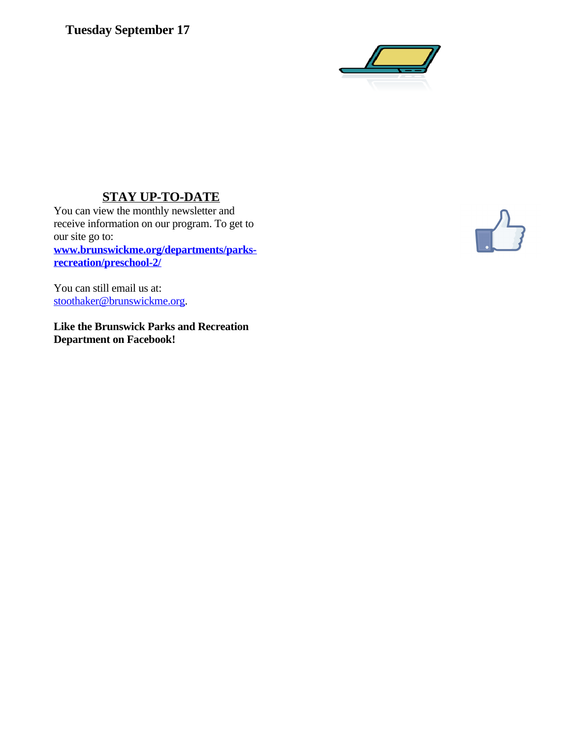**Tuesday September 17**

## STAY UP-TO-DATE

You can view the monthly newsletter and receive information on our program. To get to our site go to:
**www.brunswickme.org/departments/parks-recreation/preschool-2/**

You can still email us at: stoothaker@brunswickme.org.

**Like the Brunswick Parks and Recreation Department on Facebook!**